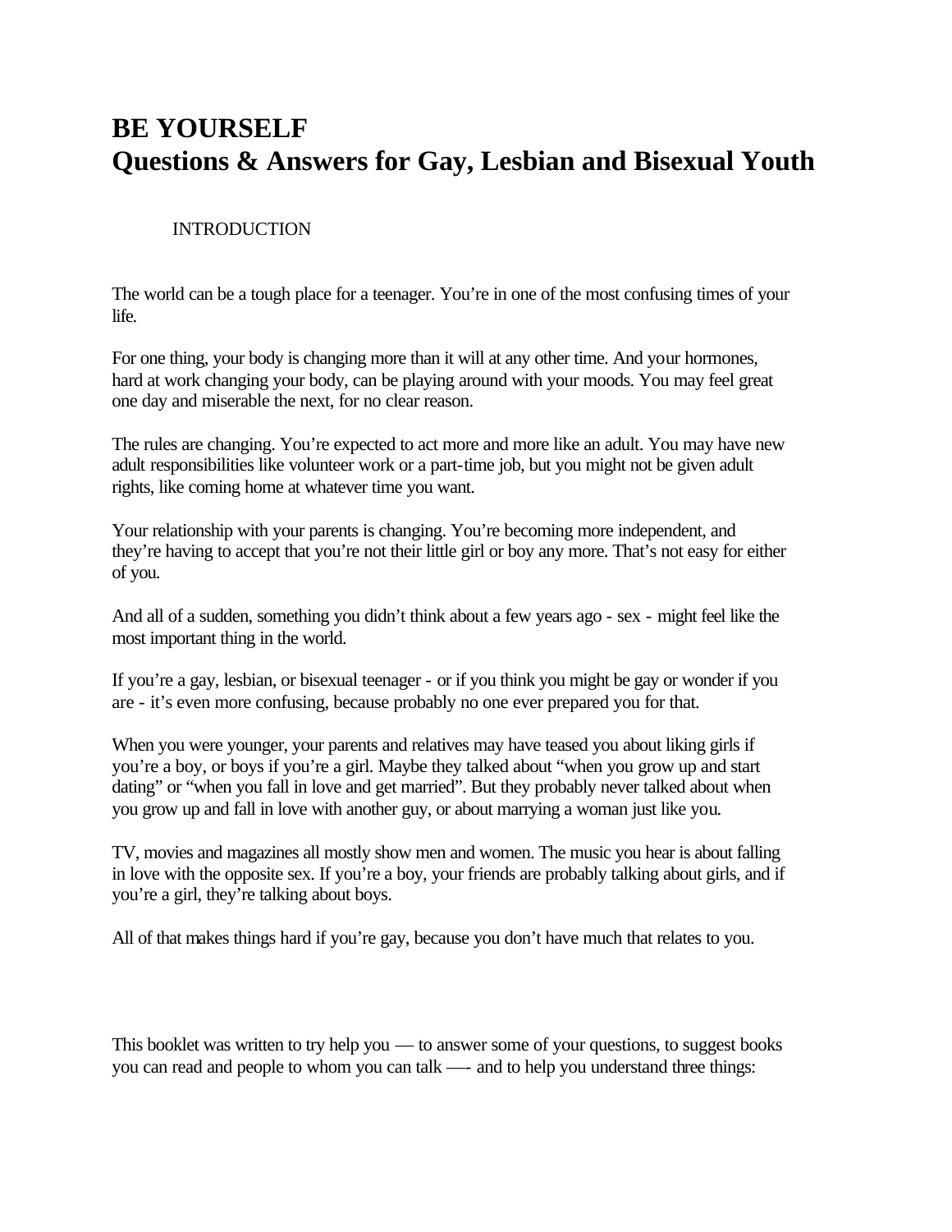# BE YOURSELF
# Questions & Answers for Gay, Lesbian and Bisexual Youth

## INTRODUCTION

The world can be a tough place for a teenager. You're in one of the most confusing times of your life.

For one thing, your body is changing more than it will at any other time. And your hormones, hard at work changing your body, can be playing around with your moods. You may feel great one day and miserable the next, for no clear reason.

The rules are changing. You're expected to act more and more like an adult. You may have new adult responsibilities like volunteer work or a part-time job, but you might not be given adult rights, like coming home at whatever time you want.

Your relationship with your parents is changing. You're becoming more independent, and they're having to accept that you're not their little girl or boy any more. That's not easy for either of you.

And all of a sudden, something you didn't think about a few years ago - sex - might feel like the most important thing in the world.

If you're a gay, lesbian, or bisexual teenager - or if you think you might be gay or wonder if you are - it's even more confusing, because probably no one ever prepared you for that.

When you were younger, your parents and relatives may have teased you about liking girls if you're a boy, or boys if you're a girl. Maybe they talked about "when you grow up and start dating" or "when you fall in love and get married". But they probably never talked about when you grow up and fall in love with another guy, or about marrying a woman just like you.

TV, movies and magazines all mostly show men and women. The music you hear is about falling in love with the opposite sex. If you're a boy, your friends are probably talking about girls, and if you're a girl, they're talking about boys.

All of that makes things hard if you're gay, because you don't have much that relates to you.

This booklet was written to try help you — to answer some of your questions, to suggest books you can read and people to whom you can talk —- and to help you understand three things: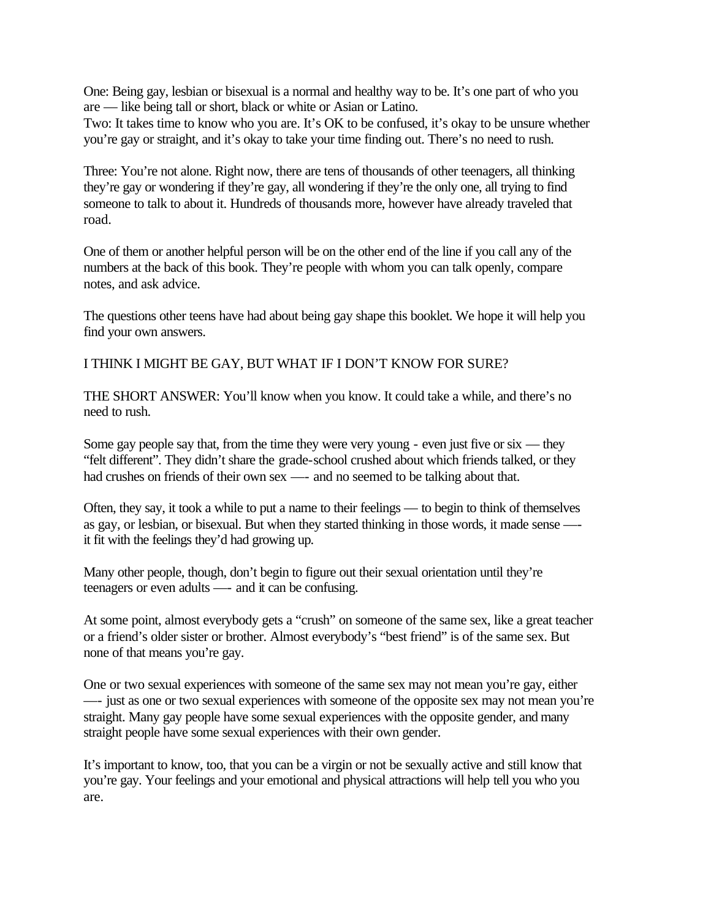One: Being gay, lesbian or bisexual is a normal and healthy way to be. It's one part of who you are — like being tall or short, black or white or Asian or Latino.
Two: It takes time to know who you are. It's OK to be confused, it's okay to be unsure whether you're gay or straight, and it's okay to take your time finding out. There's no need to rush.

Three: You're not alone. Right now, there are tens of thousands of other teenagers, all thinking they're gay or wondering if they're gay, all wondering if they're the only one, all trying to find someone to talk to about it. Hundreds of thousands more, however have already traveled that road.

One of them or another helpful person will be on the other end of the line if you call any of the numbers at the back of this book. They're people with whom you can talk openly, compare notes, and ask advice.

The questions other teens have had about being gay shape this booklet. We hope it will help you find your own answers.

I THINK I MIGHT BE GAY, BUT WHAT IF I DON'T KNOW FOR SURE?

THE SHORT ANSWER: You'll know when you know. It could take a while, and there's no need to rush.

Some gay people say that, from the time they were very young - even just five or six — they "felt different". They didn't share the grade-school crushed about which friends talked, or they had crushes on friends of their own sex —- and no seemed to be talking about that.

Often, they say, it took a while to put a name to their feelings — to begin to think of themselves as gay, or lesbian, or bisexual. But when they started thinking in those words, it made sense —- it fit with the feelings they'd had growing up.

Many other people, though, don't begin to figure out their sexual orientation until they're teenagers or even adults —- and it can be confusing.

At some point, almost everybody gets a "crush" on someone of the same sex, like a great teacher or a friend's older sister or brother. Almost everybody's "best friend" is of the same sex. But none of that means you're gay.

One or two sexual experiences with someone of the same sex may not mean you're gay, either —- just as one or two sexual experiences with someone of the opposite sex may not mean you're straight. Many gay people have some sexual experiences with the opposite gender, and many straight people have some sexual experiences with their own gender.

It's important to know, too, that you can be a virgin or not be sexually active and still know that you're gay. Your feelings and your emotional and physical attractions will help tell you who you are.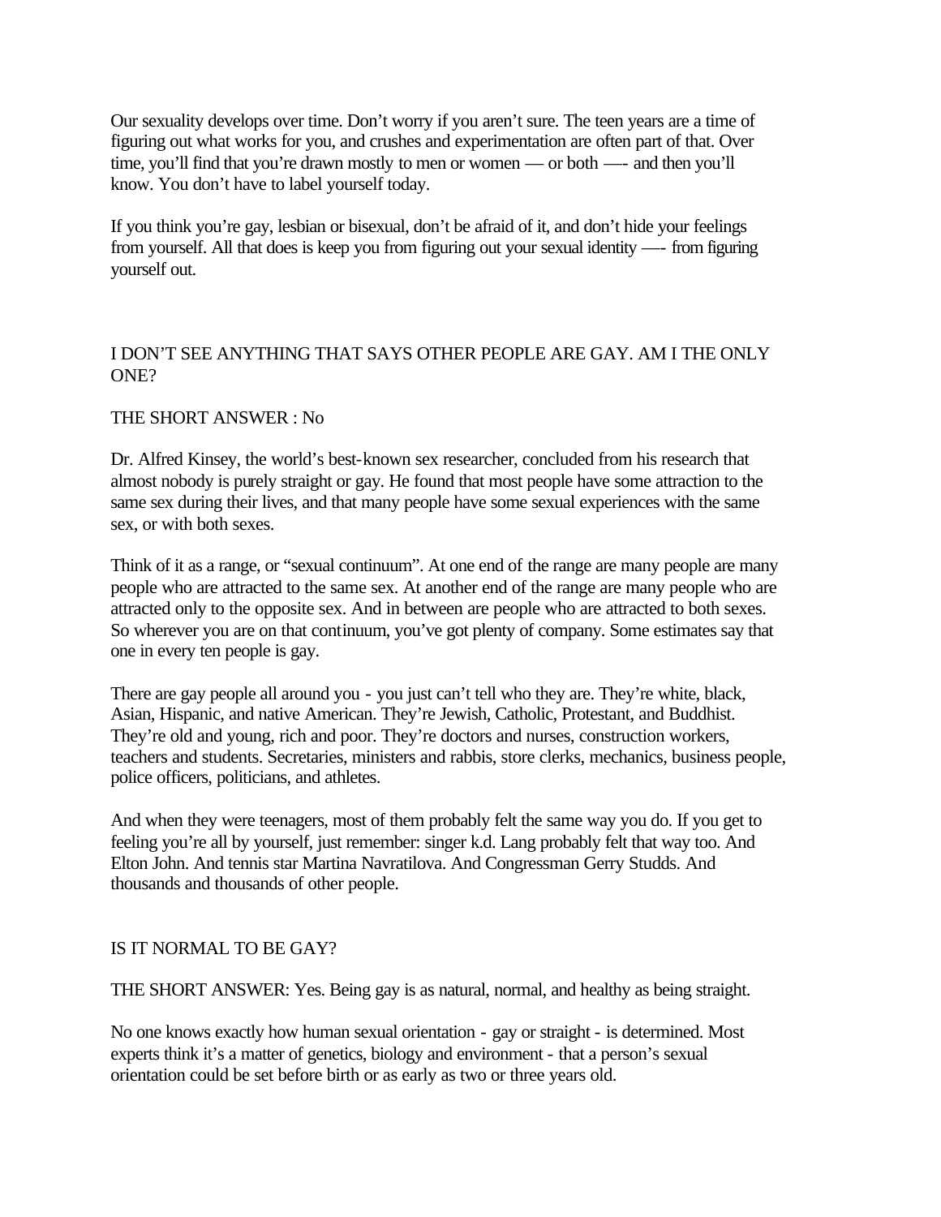Our sexuality develops over time. Don't worry if you aren't sure. The teen years are a time of figuring out what works for you, and crushes and experimentation are often part of that. Over time, you'll find that you're drawn mostly to men or women — or both —- and then you'll know. You don't have to label yourself today.

If you think you're gay, lesbian or bisexual, don't be afraid of it, and don't hide your feelings from yourself. All that does is keep you from figuring out your sexual identity —- from figuring yourself out.

## I DON'T SEE ANYTHING THAT SAYS OTHER PEOPLE ARE GAY. AM I THE ONLY ONE?

THE SHORT ANSWER : No

Dr. Alfred Kinsey, the world's best-known sex researcher, concluded from his research that almost nobody is purely straight or gay. He found that most people have some attraction to the same sex during their lives, and that many people have some sexual experiences with the same sex, or with both sexes.

Think of it as a range, or "sexual continuum". At one end of the range are many people are many people who are attracted to the same sex. At another end of the range are many people who are attracted only to the opposite sex. And in between are people who are attracted to both sexes. So wherever you are on that continuum, you've got plenty of company. Some estimates say that one in every ten people is gay.

There are gay people all around you - you just can't tell who they are. They're white, black, Asian, Hispanic, and native American. They're Jewish, Catholic, Protestant, and Buddhist. They're old and young, rich and poor. They're doctors and nurses, construction workers, teachers and students. Secretaries, ministers and rabbis, store clerks, mechanics, business people, police officers, politicians, and athletes.

And when they were teenagers, most of them probably felt the same way you do. If you get to feeling you're all by yourself, just remember: singer k.d. Lang probably felt that way too. And Elton John. And tennis star Martina Navratilova. And Congressman Gerry Studds. And thousands and thousands of other people.

## IS IT NORMAL TO BE GAY?

THE SHORT ANSWER: Yes. Being gay is as natural, normal, and healthy as being straight.

No one knows exactly how human sexual orientation - gay or straight - is determined. Most experts think it's a matter of genetics, biology and environment - that a person's sexual orientation could be set before birth or as early as two or three years old.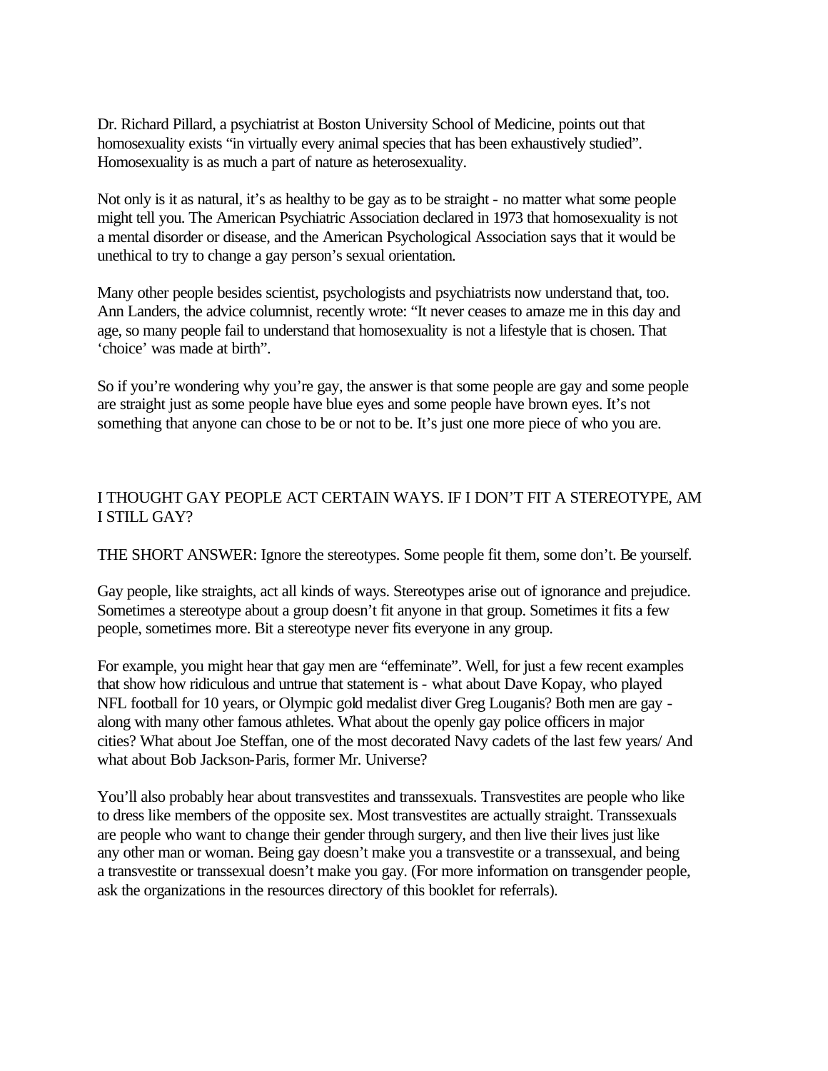Dr. Richard Pillard, a psychiatrist at Boston University School of Medicine, points out that homosexuality exists "in virtually every animal species that has been exhaustively studied". Homosexuality is as much a part of nature as heterosexuality.

Not only is it as natural, it's as healthy to be gay as to be straight - no matter what some people might tell you. The American Psychiatric Association declared in 1973 that homosexuality is not a mental disorder or disease, and the American Psychological Association says that it would be unethical to try to change a gay person's sexual orientation.

Many other people besides scientist, psychologists and psychiatrists now understand that, too. Ann Landers, the advice columnist, recently wrote: "It never ceases to amaze me in this day and age, so many people fail to understand that homosexuality is not a lifestyle that is chosen. That 'choice' was made at birth".

So if you're wondering why you're gay, the answer is that some people are gay and some people are straight just as some people have blue eyes and some people have brown eyes. It's not something that anyone can chose to be or not to be. It's just one more piece of who you are.

## I THOUGHT GAY PEOPLE ACT CERTAIN WAYS. IF I DON'T FIT A STEREOTYPE, AM I STILL GAY?

THE SHORT ANSWER: Ignore the stereotypes. Some people fit them, some don't. Be yourself.

Gay people, like straights, act all kinds of ways. Stereotypes arise out of ignorance and prejudice. Sometimes a stereotype about a group doesn't fit anyone in that group. Sometimes it fits a few people, sometimes more. Bit a stereotype never fits everyone in any group.

For example, you might hear that gay men are "effeminate". Well, for just a few recent examples that show how ridiculous and untrue that statement is - what about Dave Kopay, who played NFL football for 10 years, or Olympic gold medalist diver Greg Louganis? Both men are gay - along with many other famous athletes. What about the openly gay police officers in major cities? What about Joe Steffan, one of the most decorated Navy cadets of the last few years/ And what about Bob Jackson-Paris, former Mr. Universe?

You'll also probably hear about transvestites and transsexuals. Transvestites are people who like to dress like members of the opposite sex. Most transvestites are actually straight. Transsexuals are people who want to change their gender through surgery, and then live their lives just like any other man or woman. Being gay doesn't make you a transvestite or a transsexual, and being a transvestite or transsexual doesn't make you gay. (For more information on transgender people, ask the organizations in the resources directory of this booklet for referrals).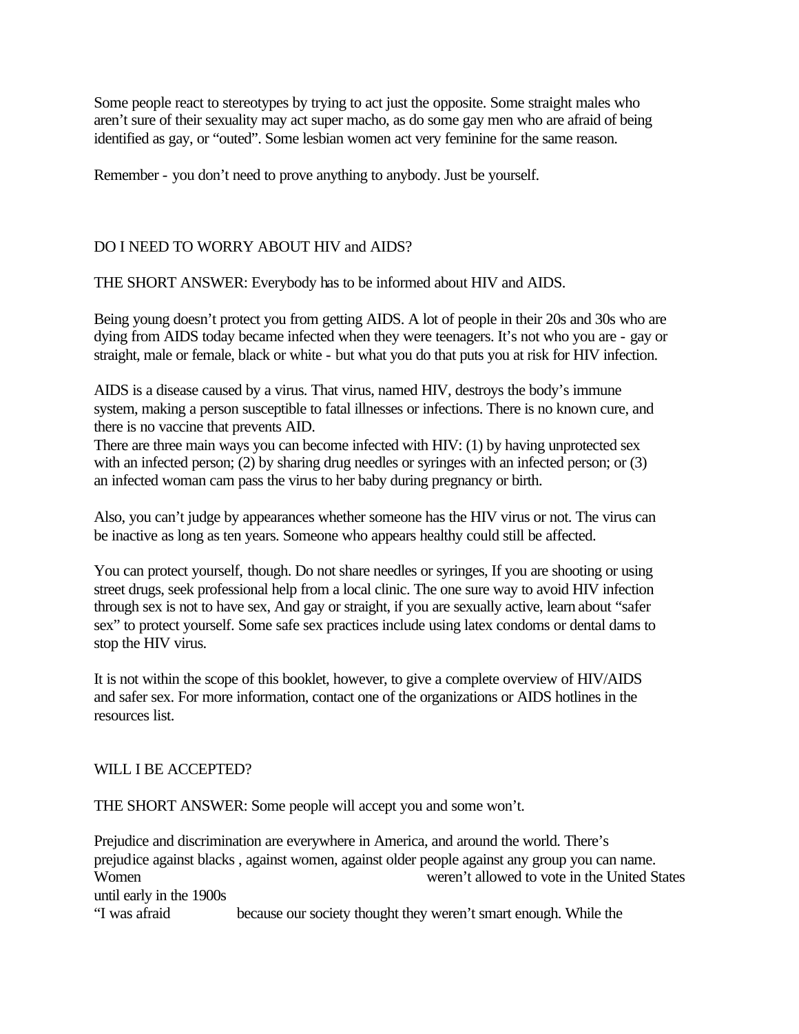Some people react to stereotypes by trying to act just the opposite. Some straight males who aren't sure of their sexuality may act super macho, as do some gay men who are afraid of being identified as gay, or "outed". Some lesbian women act very feminine for the same reason.

Remember - you don't need to prove anything to anybody. Just be yourself.

## DO I NEED TO WORRY ABOUT HIV and AIDS?

THE SHORT ANSWER: Everybody has to be informed about HIV and AIDS.

Being young doesn't protect you from getting AIDS. A lot of people in their 20s and 30s who are dying from AIDS today became infected when they were teenagers. It's not who you are - gay or straight, male or female, black or white - but what you do that puts you at risk for HIV infection.

AIDS is a disease caused by a virus. That virus, named HIV, destroys the body's immune system, making a person susceptible to fatal illnesses or infections. There is no known cure, and there is no vaccine that prevents AID.

There are three main ways you can become infected with HIV: (1) by having unprotected sex with an infected person; (2) by sharing drug needles or syringes with an infected person; or (3) an infected woman cam pass the virus to her baby during pregnancy or birth.

Also, you can't judge by appearances whether someone has the HIV virus or not. The virus can be inactive as long as ten years. Someone who appears healthy could still be affected.

You can protect yourself, though. Do not share needles or syringes, If you are shooting or using street drugs, seek professional help from a local clinic. The one sure way to avoid HIV infection through sex is not to have sex, And gay or straight, if you are sexually active, learn about "safer sex" to protect yourself. Some safe sex practices include using latex condoms or dental dams to stop the HIV virus.

It is not within the scope of this booklet, however, to give a complete overview of HIV/AIDS and safer sex. For more information, contact one of the organizations or AIDS hotlines in the resources list.

## WILL I BE ACCEPTED?

THE SHORT ANSWER: Some people will accept you and some won't.

Prejudice and discrimination are everywhere in America, and around the world. There's prejudice against blacks , against women, against older people against any group you can name. Women weren't allowed to vote in the United States until early in the 1900s

"I was afraid because our society thought they weren't smart enough. While the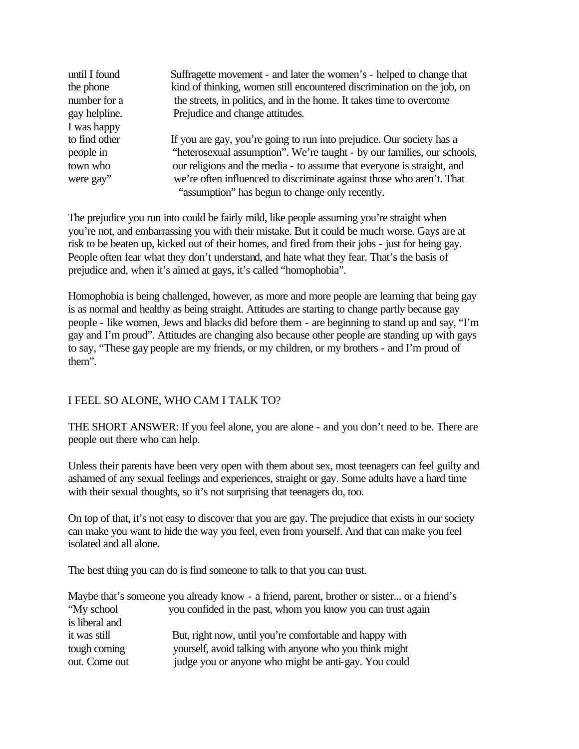> until I found the phone number for a gay helpline. I was happy to find other people in town who were gay"

Suffragette movement - and later the women's - helped to change that kind of thinking, women still encountered discrimination on the job, on the streets, in politics, and in the home. It takes time to overcome Prejudice and change attitudes.

If you are gay, you're going to run into prejudice. Our society has a "heterosexual assumption". We're taught - by our families, our schools, our religions and the media - to assume that everyone is straight, and we're often influenced to discriminate against those who aren't. That "assumption" has begun to change only recently.

The prejudice you run into could be fairly mild, like people assuming you're straight when you're not, and embarrassing you with their mistake. But it could be much worse. Gays are at risk to be beaten up, kicked out of their homes, and fired from their jobs - just for being gay. People often fear what they don't understand, and hate what they fear. That's the basis of prejudice and, when it's aimed at gays, it's called "homophobia".

Homophobia is being challenged, however, as more and more people are learning that being gay is as normal and healthy as being straight. Attitudes are starting to change partly because gay people - like women, Jews and blacks did before them - are beginning to stand up and say, "I'm gay and I'm proud". Attitudes are changing also because other people are standing up with gays to say, "These gay people are my friends, or my children, or my brothers - and I'm proud of them".

## I FEEL SO ALONE, WHO CAM I TALK TO?

THE SHORT ANSWER: If you feel alone, you are alone - and you don't need to be. There are people out there who can help.

Unless their parents have been very open with them about sex, most teenagers can feel guilty and ashamed of any sexual feelings and experiences, straight or gay. Some adults have a hard time with their sexual thoughts, so it's not surprising that teenagers do, too.

On top of that, it's not easy to discover that you are gay. The prejudice that exists in our society can make you want to hide the way you feel, even from yourself. And that can make you feel isolated and all alone.

The best thing you can do is find someone to talk to that you can trust.

Maybe that's someone you already know - a friend, parent, brother or sister... or a friend's you confided in the past, whom you know you can trust again

> "My school is liberal and it was still tough coming out. Come out

But, right now, until you're comfortable and happy with yourself, avoid talking with anyone who you think might judge you or anyone who might be anti-gay. You could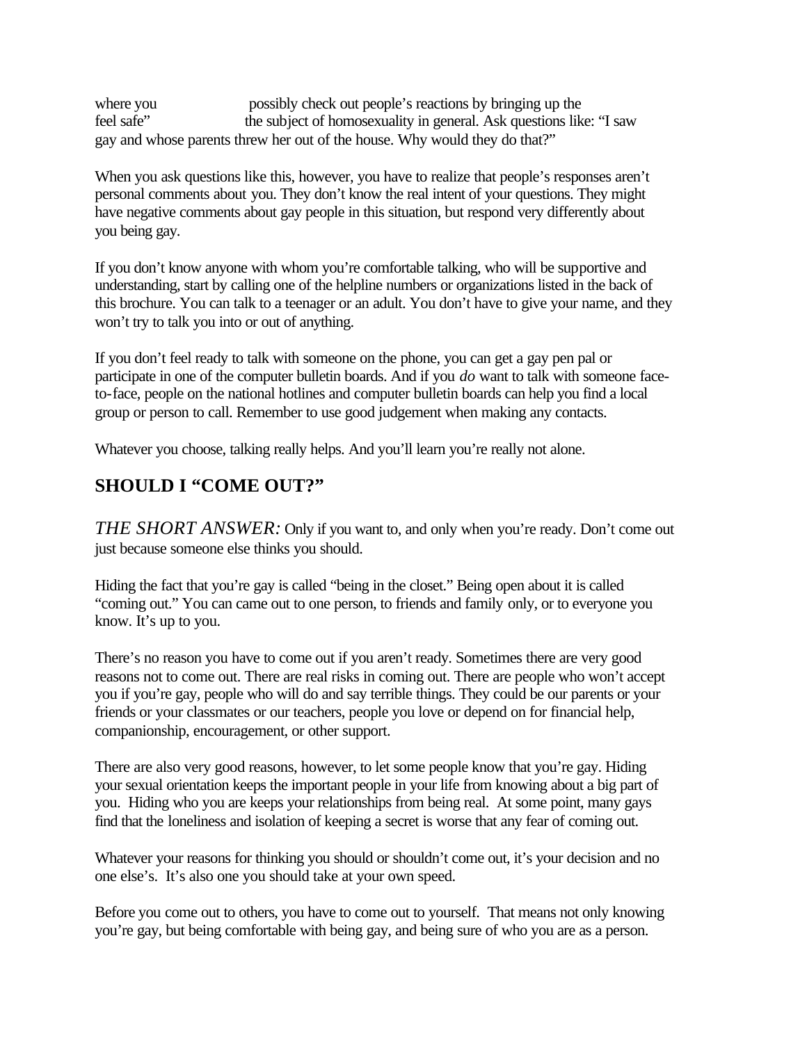where you feel safe" possibly check out people's reactions by bringing up the subject of homosexuality in general. Ask questions like: "I saw gay and whose parents threw her out of the house. Why would they do that?"

When you ask questions like this, however, you have to realize that people's responses aren't personal comments about you. They don't know the real intent of your questions. They might have negative comments about gay people in this situation, but respond very differently about you being gay.

If you don't know anyone with whom you're comfortable talking, who will be supportive and understanding, start by calling one of the helpline numbers or organizations listed in the back of this brochure. You can talk to a teenager or an adult. You don't have to give your name, and they won't try to talk you into or out of anything.

If you don't feel ready to talk with someone on the phone, you can get a gay pen pal or participate in one of the computer bulletin boards. And if you *do* want to talk with someone face-to-face, people on the national hotlines and computer bulletin boards can help you find a local group or person to call. Remember to use good judgement when making any contacts.

Whatever you choose, talking really helps. And you'll learn you're really not alone.

## SHOULD I "COME OUT?"

*THE SHORT ANSWER:* Only if you want to, and only when you're ready. Don't come out just because someone else thinks you should.

Hiding the fact that you're gay is called "being in the closet." Being open about it is called "coming out." You can came out to one person, to friends and family only, or to everyone you know. It's up to you.

There's no reason you have to come out if you aren't ready. Sometimes there are very good reasons not to come out. There are real risks in coming out. There are people who won't accept you if you're gay, people who will do and say terrible things. They could be our parents or your friends or your classmates or our teachers, people you love or depend on for financial help, companionship, encouragement, or other support.

There are also very good reasons, however, to let some people know that you're gay. Hiding your sexual orientation keeps the important people in your life from knowing about a big part of you. Hiding who you are keeps your relationships from being real. At some point, many gays find that the loneliness and isolation of keeping a secret is worse that any fear of coming out.

Whatever your reasons for thinking you should or shouldn't come out, it's your decision and no one else's. It's also one you should take at your own speed.

Before you come out to others, you have to come out to yourself. That means not only knowing you're gay, but being comfortable with being gay, and being sure of who you are as a person.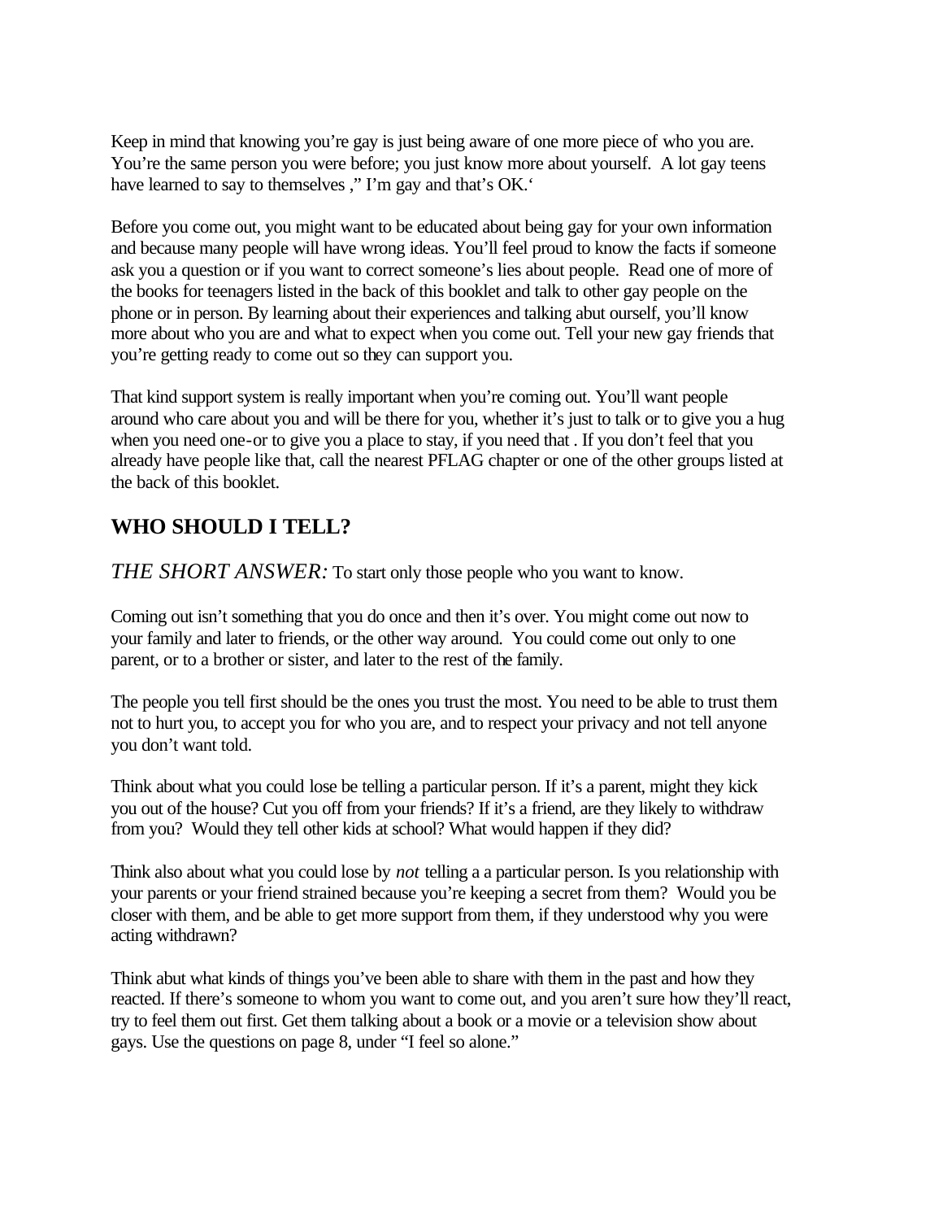Keep in mind that knowing you're gay is just being aware of one more piece of who you are. You're the same person you were before; you just know more about yourself. A lot gay teens have learned to say to themselves ," I'm gay and that's OK.'

Before you come out, you might want to be educated about being gay for your own information and because many people will have wrong ideas. You'll feel proud to know the facts if someone ask you a question or if you want to correct someone's lies about people. Read one of more of the books for teenagers listed in the back of this booklet and talk to other gay people on the phone or in person. By learning about their experiences and talking abut ourself, you'll know more about who you are and what to expect when you come out. Tell your new gay friends that you're getting ready to come out so they can support you.

That kind support system is really important when you're coming out. You'll want people around who care about you and will be there for you, whether it's just to talk or to give you a hug when you need one-or to give you a place to stay, if you need that . If you don't feel that you already have people like that, call the nearest PFLAG chapter or one of the other groups listed at the back of this booklet.

## WHO SHOULD I TELL?

*THE SHORT ANSWER:* To start only those people who you want to know.

Coming out isn't something that you do once and then it's over. You might come out now to your family and later to friends, or the other way around. You could come out only to one parent, or to a brother or sister, and later to the rest of the family.

The people you tell first should be the ones you trust the most. You need to be able to trust them not to hurt you, to accept you for who you are, and to respect your privacy and not tell anyone you don't want told.

Think about what you could lose be telling a particular person. If it's a parent, might they kick you out of the house? Cut you off from your friends? If it's a friend, are they likely to withdraw from you? Would they tell other kids at school? What would happen if they did?

Think also about what you could lose by *not* telling a a particular person. Is you relationship with your parents or your friend strained because you're keeping a secret from them? Would you be closer with them, and be able to get more support from them, if they understood why you were acting withdrawn?

Think abut what kinds of things you've been able to share with them in the past and how they reacted. If there's someone to whom you want to come out, and you aren't sure how they'll react, try to feel them out first. Get them talking about a book or a movie or a television show about gays. Use the questions on page 8, under "I feel so alone."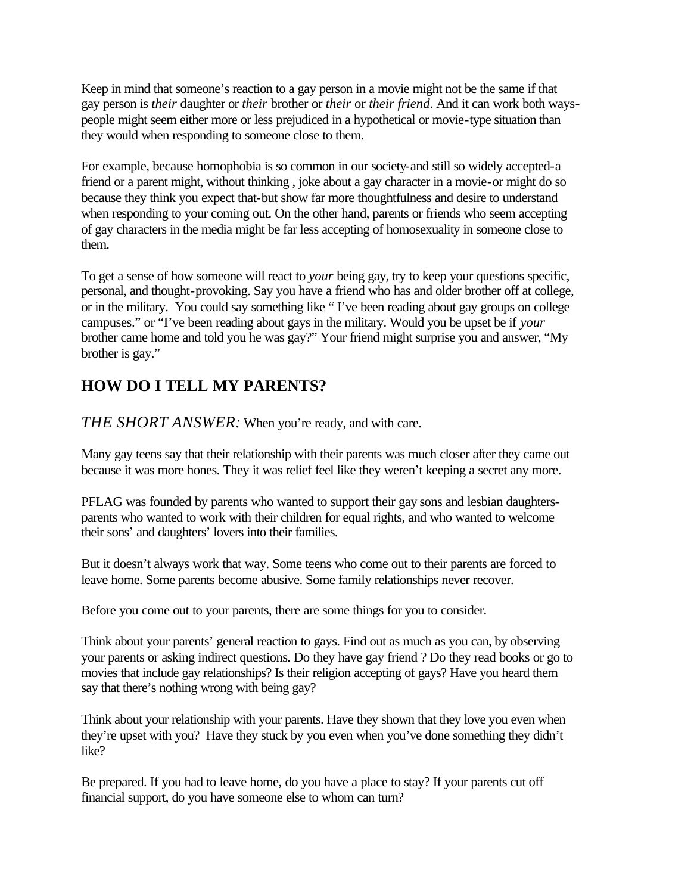Keep in mind that someone's reaction to a gay person in a movie might not be the same if that gay person is *their* daughter or *their* brother or *their* or *their friend*. And it can work both ways-people might seem either more or less prejudiced in a hypothetical or movie-type situation than they would when responding to someone close to them.

For example, because homophobia is so common in our society-and still so widely accepted-a friend or a parent might, without thinking , joke about a gay character in a movie-or might do so because they think you expect that-but show far more thoughtfulness and desire to understand when responding to your coming out. On the other hand, parents or friends who seem accepting of gay characters in the media might be far less accepting of homosexuality in someone close to them.

To get a sense of how someone will react to *your* being gay, try to keep your questions specific, personal, and thought-provoking. Say you have a friend who has and older brother off at college, or in the military. You could say something like " I've been reading about gay groups on college campuses." or "I've been reading about gays in the military. Would you be upset be if *your* brother came home and told you he was gay?" Your friend might surprise you and answer, "My brother is gay."

## HOW DO I TELL MY PARENTS?

*THE SHORT ANSWER:* When you're ready, and with care.

Many gay teens say that their relationship with their parents was much closer after they came out because it was more hones. They it was relief feel like they weren't keeping a secret any more.

PFLAG was founded by parents who wanted to support their gay sons and lesbian daughters-parents who wanted to work with their children for equal rights, and who wanted to welcome their sons' and daughters' lovers into their families.

But it doesn't always work that way. Some teens who come out to their parents are forced to leave home. Some parents become abusive. Some family relationships never recover.

Before you come out to your parents, there are some things for you to consider.

Think about your parents' general reaction to gays. Find out as much as you can, by observing your parents or asking indirect questions. Do they have gay friend ? Do they read books or go to movies that include gay relationships? Is their religion accepting of gays? Have you heard them say that there's nothing wrong with being gay?

Think about your relationship with your parents. Have they shown that they love you even when they're upset with you? Have they stuck by you even when you've done something they didn't like?

Be prepared. If you had to leave home, do you have a place to stay? If your parents cut off financial support, do you have someone else to whom can turn?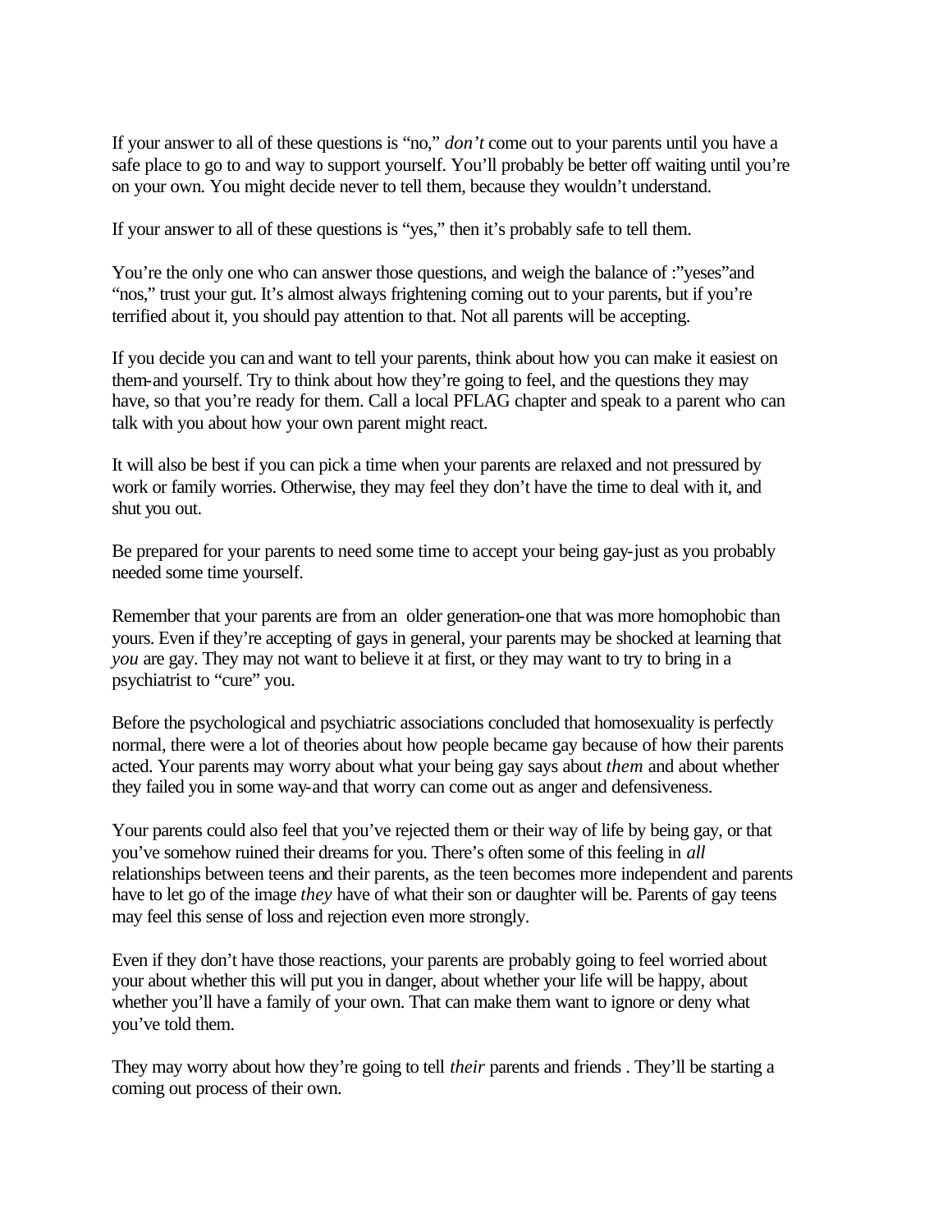If your answer to all of these questions is "no," *don't* come out to your parents until you have a safe place to go to and way to support yourself. You'll probably be better off waiting until you're on your own. You might decide never to tell them, because they wouldn't understand.

If your answer to all of these questions is "yes," then it's probably safe to tell them.

You're the only one who can answer those questions, and weigh the balance of :"yeses"and "nos," trust your gut. It's almost always frightening coming out to your parents, but if you're terrified about it, you should pay attention to that. Not all parents will be accepting.

If you decide you can and want to tell your parents, think about how you can make it easiest on them-and yourself. Try to think about how they're going to feel, and the questions they may have, so that you're ready for them. Call a local PFLAG chapter and speak to a parent who can talk with you about how your own parent might react.

It will also be best if you can pick a time when your parents are relaxed and not pressured by work or family worries. Otherwise, they may feel they don't have the time to deal with it, and shut you out.

Be prepared for your parents to need some time to accept your being gay-just as you probably needed some time yourself.

Remember that your parents are from an older generation-one that was more homophobic than yours. Even if they're accepting of gays in general, your parents may be shocked at learning that *you* are gay. They may not want to believe it at first, or they may want to try to bring in a psychiatrist to "cure" you.

Before the psychological and psychiatric associations concluded that homosexuality is perfectly normal, there were a lot of theories about how people became gay because of how their parents acted. Your parents may worry about what your being gay says about *them* and about whether they failed you in some way-and that worry can come out as anger and defensiveness.

Your parents could also feel that you've rejected them or their way of life by being gay, or that you've somehow ruined their dreams for you. There's often some of this feeling in *all* relationships between teens and their parents, as the teen becomes more independent and parents have to let go of the image *they* have of what their son or daughter will be. Parents of gay teens may feel this sense of loss and rejection even more strongly.

Even if they don't have those reactions, your parents are probably going to feel worried about your about whether this will put you in danger, about whether your life will be happy, about whether you'll have a family of your own. That can make them want to ignore or deny what you've told them.

They may worry about how they're going to tell *their* parents and friends . They'll be starting a coming out process of their own.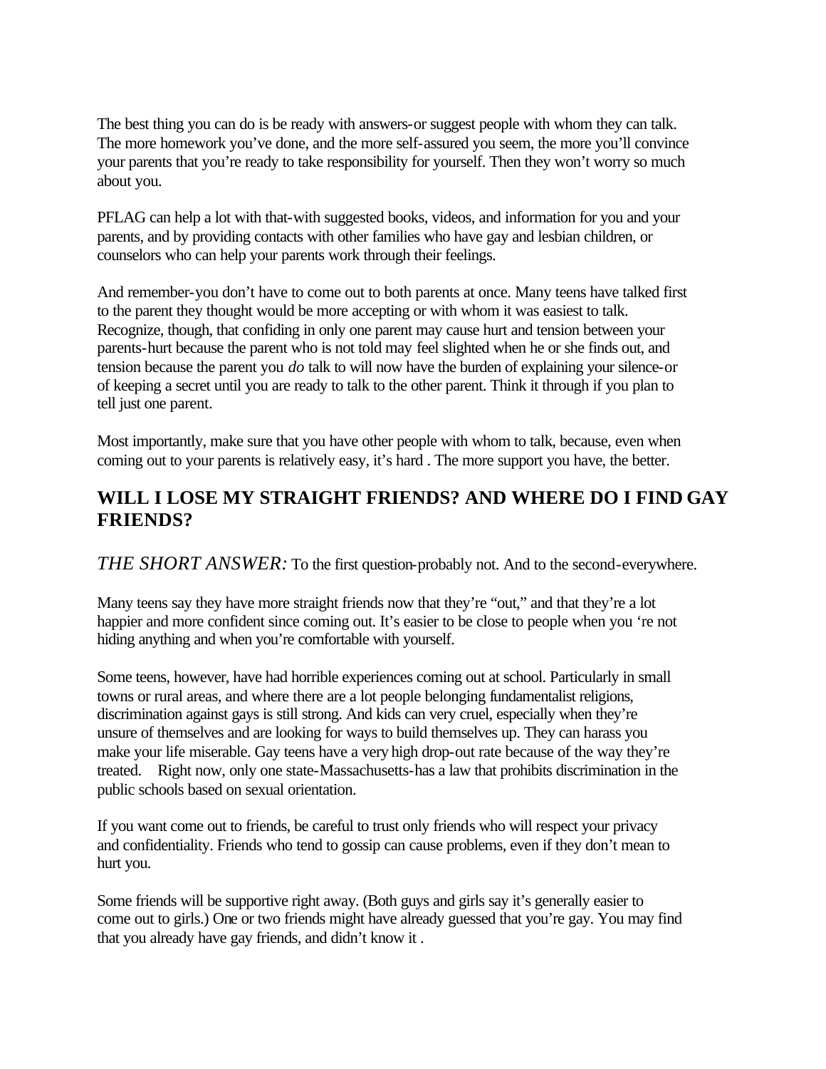The best thing you can do is be ready with answers-or suggest people with whom they can talk. The more homework you've done, and the more self-assured you seem, the more you'll convince your parents that you're ready to take responsibility for yourself. Then they won't worry so much about you.

PFLAG can help a lot with that-with suggested books, videos, and information for you and your parents, and by providing contacts with other families who have gay and lesbian children, or counselors who can help your parents work through their feelings.

And remember-you don't have to come out to both parents at once. Many teens have talked first to the parent they thought would be more accepting or with whom it was easiest to talk. Recognize, though, that confiding in only one parent may cause hurt and tension between your parents-hurt because the parent who is not told may feel slighted when he or she finds out, and tension because the parent you *do* talk to will now have the burden of explaining your silence-or of keeping a secret until you are ready to talk to the other parent. Think it through if you plan to tell just one parent.

Most importantly, make sure that you have other people with whom to talk, because, even when coming out to your parents is relatively easy, it's hard . The more support you have, the better.

## WILL I LOSE MY STRAIGHT FRIENDS? AND WHERE DO I FIND GAY FRIENDS?

*THE SHORT ANSWER:* To the first question-probably not. And to the second-everywhere.

Many teens say they have more straight friends now that they're "out," and that they're a lot happier and more confident since coming out. It's easier to be close to people when you 're not hiding anything and when you're comfortable with yourself.

Some teens, however, have had horrible experiences coming out at school. Particularly in small towns or rural areas, and where there are a lot people belonging fundamentalist religions, discrimination against gays is still strong. And kids can very cruel, especially when they're unsure of themselves and are looking for ways to build themselves up. They can harass you make your life miserable. Gay teens have a very high drop-out rate because of the way they're treated. Right now, only one state-Massachusetts-has a law that prohibits discrimination in the public schools based on sexual orientation.

If you want come out to friends, be careful to trust only friends who will respect your privacy and confidentiality. Friends who tend to gossip can cause problems, even if they don't mean to hurt you.

Some friends will be supportive right away. (Both guys and girls say it's generally easier to come out to girls.) One or two friends might have already guessed that you're gay. You may find that you already have gay friends, and didn't know it .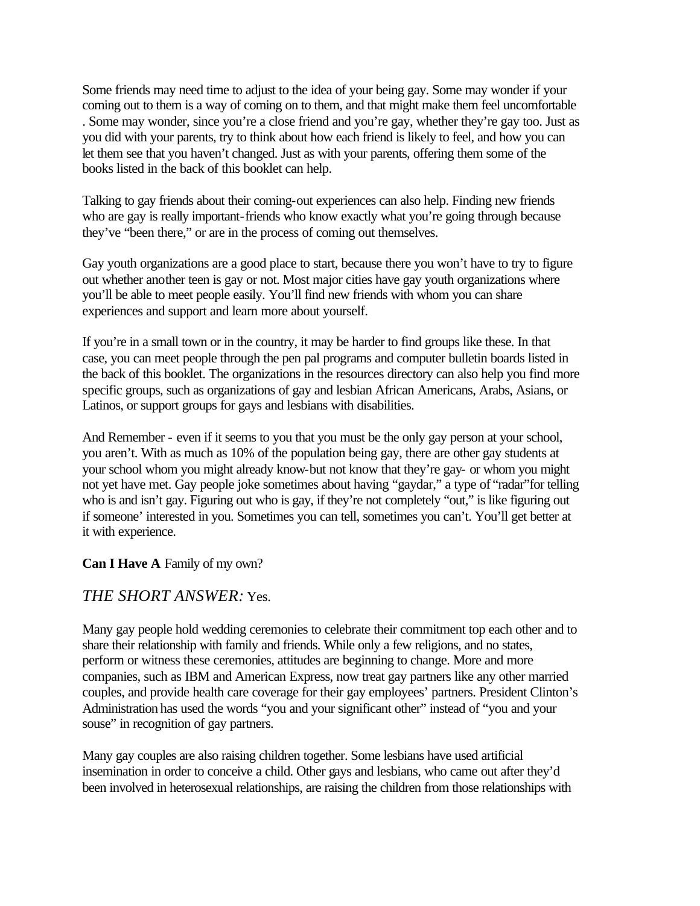Some friends may need time to adjust to the idea of your being gay. Some may wonder if your coming out to them is a way of coming on to them, and that might make them feel uncomfortable . Some may wonder, since you're a close friend and you're gay, whether they're gay too. Just as you did with your parents, try to think about how each friend is likely to feel, and how you can let them see that you haven't changed. Just as with your parents, offering them some of the books listed in the back of this booklet can help.

Talking to gay friends about their coming-out experiences can also help. Finding new friends who are gay is really important-friends who know exactly what you're going through because they've "been there," or are in the process of coming out themselves.

Gay youth organizations are a good place to start, because there you won't have to try to figure out whether another teen is gay or not. Most major cities have gay youth organizations where you'll be able to meet people easily. You'll find new friends with whom you can share experiences and support and learn more about yourself.

If you're in a small town or in the country, it may be harder to find groups like these. In that case, you can meet people through the pen pal programs and computer bulletin boards listed in the back of this booklet. The organizations in the resources directory can also help you find more specific groups, such as organizations of gay and lesbian African Americans, Arabs, Asians, or Latinos, or support groups for gays and lesbians with disabilities.

And Remember - even if it seems to you that you must be the only gay person at your school, you aren't. With as much as 10% of the population being gay, there are other gay students at your school whom you might already know-but not know that they're gay- or whom you might not yet have met. Gay people joke sometimes about having "gaydar," a type of "radar"for telling who is and isn't gay. Figuring out who is gay, if they're not completely "out," is like figuring out if someone' interested in you. Sometimes you can tell, sometimes you can't. You'll get better at it with experience.

**Can I Have A** Family of my own?

## *THE SHORT ANSWER:* Yes.

Many gay people hold wedding ceremonies to celebrate their commitment top each other and to share their relationship with family and friends. While only a few religions, and no states, perform or witness these ceremonies, attitudes are beginning to change. More and more companies, such as IBM and American Express, now treat gay partners like any other married couples, and provide health care coverage for their gay employees' partners. President Clinton's Administration has used the words "you and your significant other" instead of "you and your souse" in recognition of gay partners.

Many gay couples are also raising children together. Some lesbians have used artificial insemination in order to conceive a child. Other gays and lesbians, who came out after they'd been involved in heterosexual relationships, are raising the children from those relationships with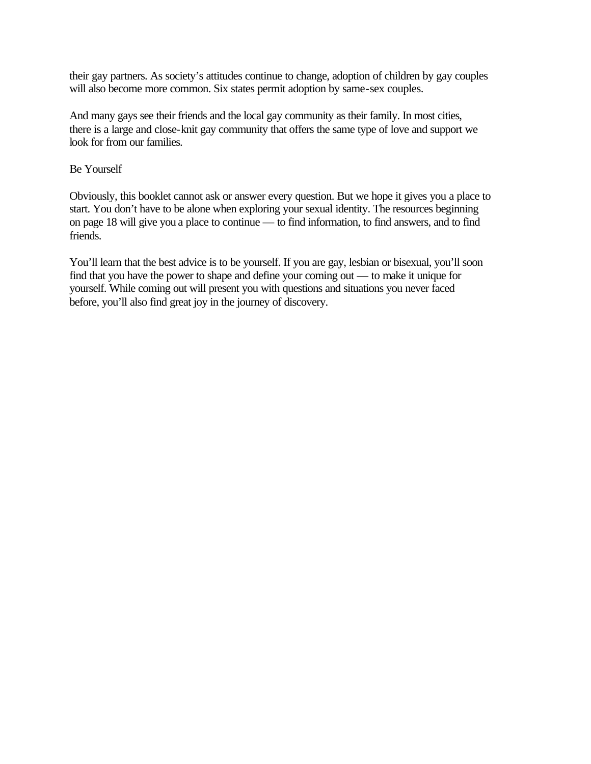their gay partners. As society's attitudes continue to change, adoption of children by gay couples will also become more common. Six states permit adoption by same-sex couples.

And many gays see their friends and the local gay community as their family. In most cities, there is a large and close-knit gay community that offers the same type of love and support we look for from our families.

## Be Yourself

Obviously, this booklet cannot ask or answer every question. But we hope it gives you a place to start. You don't have to be alone when exploring your sexual identity. The resources beginning on page 18 will give you a place to continue — to find information, to find answers, and to find friends.

You'll learn that the best advice is to be yourself. If you are gay, lesbian or bisexual, you'll soon find that you have the power to shape and define your coming out — to make it unique for yourself. While coming out will present you with questions and situations you never faced before, you'll also find great joy in the journey of discovery.